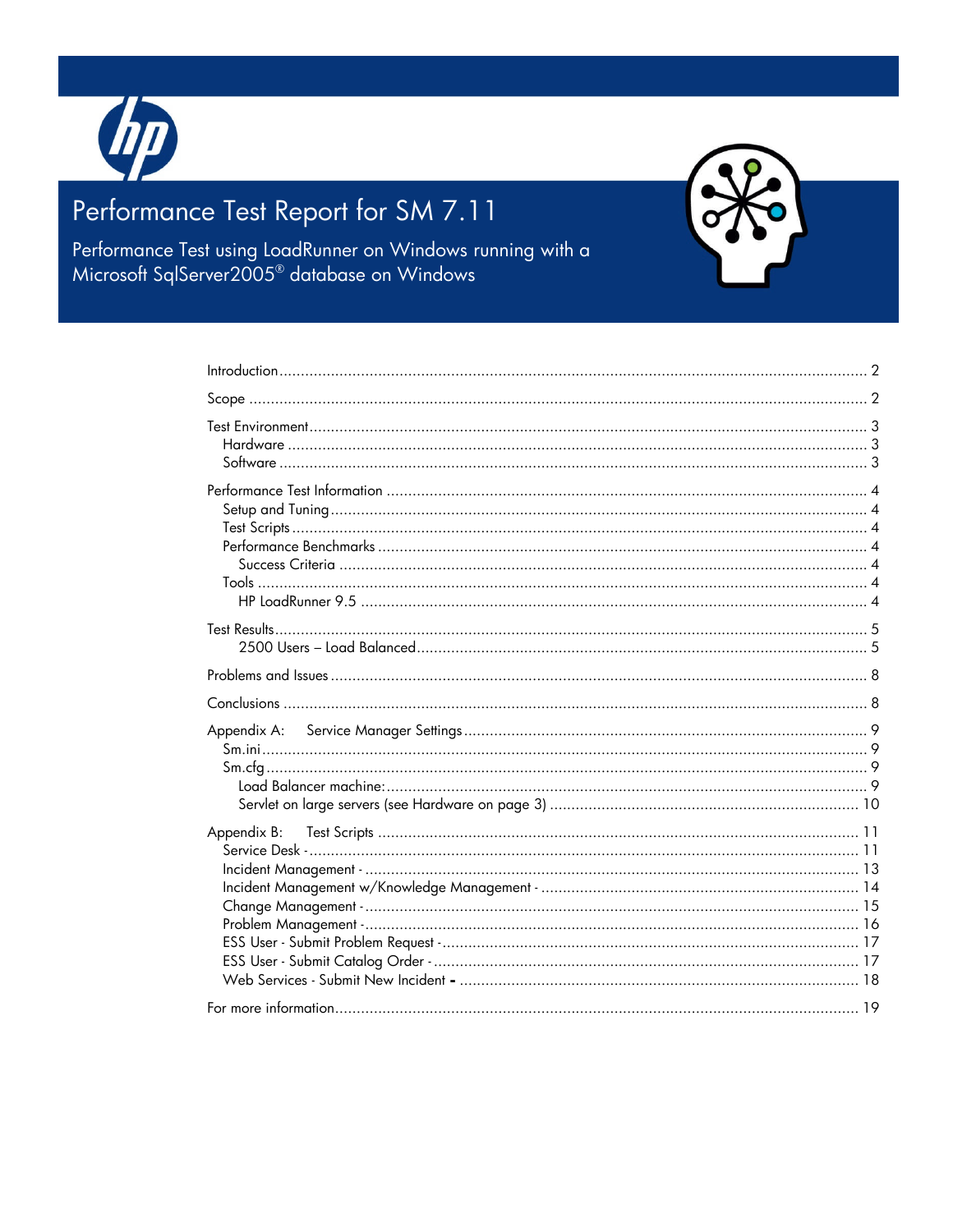# Performance Test Report for SM 7.11

## Performance Test using LoadRunner on Windows running with a Microsoft SqlServer2005® database on Windows

Introduction ..... 2

Scope ..... 2

Test Environment ..... 3
- Hardware ..... 3
- Software ..... 3

Performance Test Information ..... 4
- Setup and Tuning ..... 4
- Test Scripts ..... 4
- Performance Benchmarks ..... 4
  - Success Criteria ..... 4
- Tools ..... 4
  - HP LoadRunner 9.5 ..... 4

Test Results ..... 5
- 2500 Users – Load Balanced ..... 5

Problems and Issues ..... 8

Conclusions ..... 8

Appendix A: Service Manager Settings ..... 9
- Sm.ini ..... 9
- Sm.cfg ..... 9
  - Load Balancer machine: ..... 9
  - Servlet on large servers (see Hardware on page 3) ..... 10

Appendix B: Test Scripts ..... 11
- Service Desk - ..... 11
- Incident Management - ..... 13
- Incident Management w/Knowledge Management - ..... 14
- Change Management - ..... 15
- Problem Management - ..... 16
- ESS User - Submit Problem Request - ..... 17
- ESS User - Submit Catalog Order - ..... 17
- Web Services - Submit New Incident - ..... 18

For more information ..... 19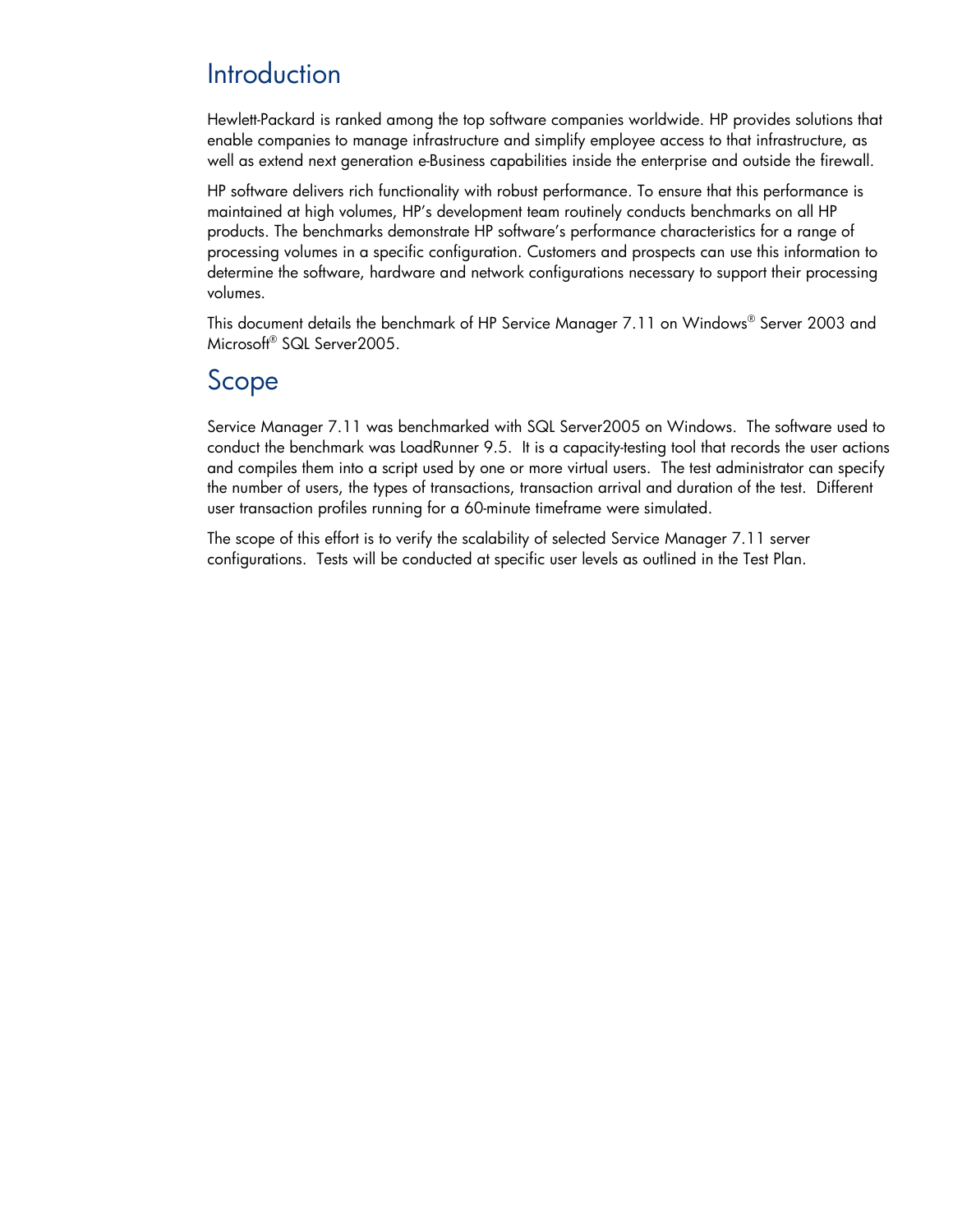## Introduction

Hewlett-Packard is ranked among the top software companies worldwide. HP provides solutions that enable companies to manage infrastructure and simplify employee access to that infrastructure, as well as extend next generation e-Business capabilities inside the enterprise and outside the firewall.

HP software delivers rich functionality with robust performance. To ensure that this performance is maintained at high volumes, HP's development team routinely conducts benchmarks on all HP products. The benchmarks demonstrate HP software's performance characteristics for a range of processing volumes in a specific configuration. Customers and prospects can use this information to determine the software, hardware and network configurations necessary to support their processing volumes.

This document details the benchmark of HP Service Manager 7.11 on Windows® Server 2003 and Microsoft® SQL Server2005.

## Scope

Service Manager 7.11 was benchmarked with SQL Server2005 on Windows. The software used to conduct the benchmark was LoadRunner 9.5. It is a capacity-testing tool that records the user actions and compiles them into a script used by one or more virtual users. The test administrator can specify the number of users, the types of transactions, transaction arrival and duration of the test. Different user transaction profiles running for a 60-minute timeframe were simulated.

The scope of this effort is to verify the scalability of selected Service Manager 7.11 server configurations. Tests will be conducted at specific user levels as outlined in the Test Plan.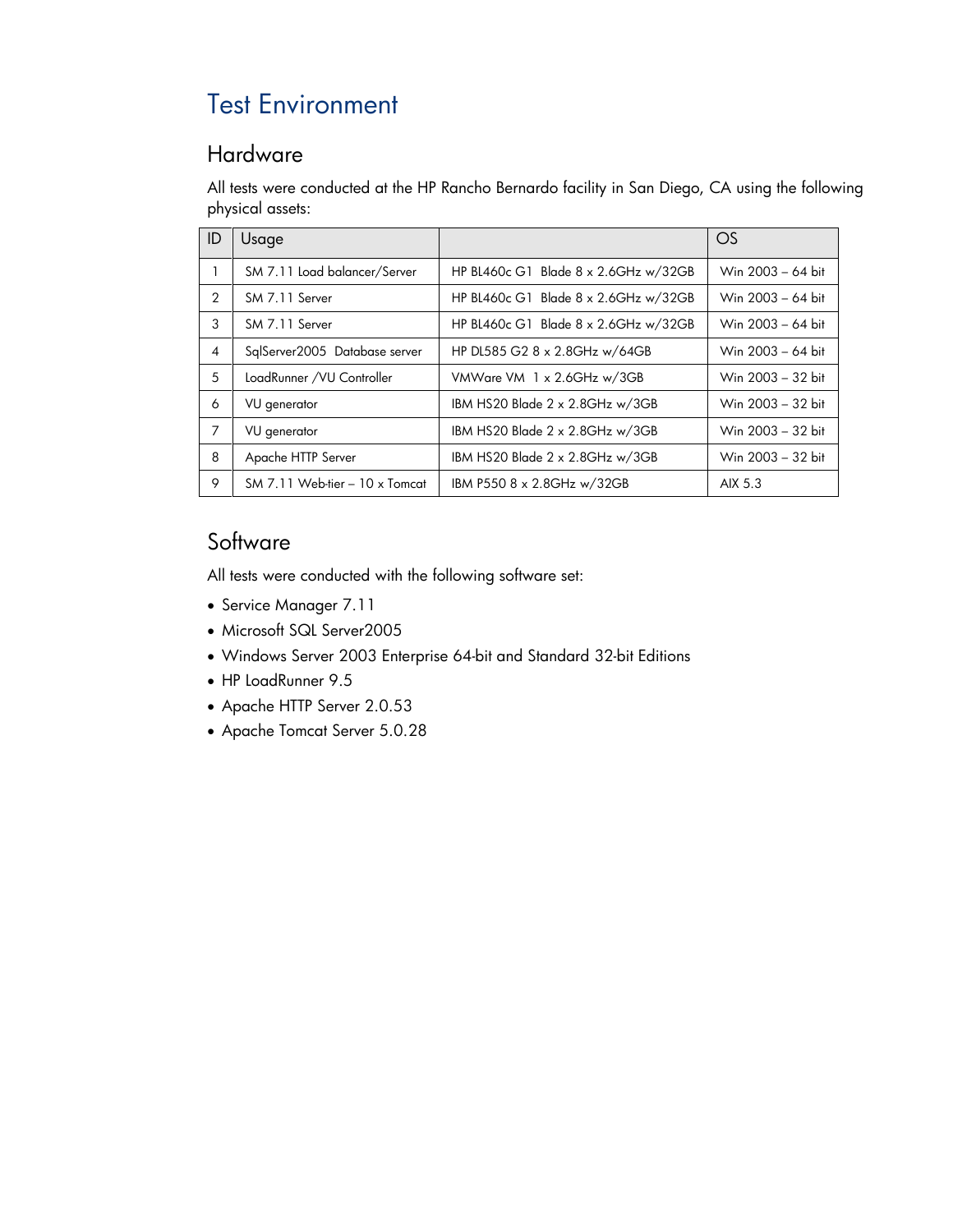# Test Environment

## Hardware

All tests were conducted at the HP Rancho Bernardo facility in San Diego, CA using the following physical assets:

| ID | Usage | | OS |
|---|---|---|---|
| 1 | SM 7.11 Load balancer/Server | HP BL460c G1 Blade 8 x 2.6GHz w/32GB | Win 2003 – 64 bit |
| 2 | SM 7.11 Server | HP BL460c G1 Blade 8 x 2.6GHz w/32GB | Win 2003 – 64 bit |
| 3 | SM 7.11 Server | HP BL460c G1 Blade 8 x 2.6GHz w/32GB | Win 2003 – 64 bit |
| 4 | SqlServer2005 Database server | HP DL585 G2 8 x 2.8GHz w/64GB | Win 2003 – 64 bit |
| 5 | LoadRunner /VU Controller | VMWare VM 1 x 2.6GHz w/3GB | Win 2003 – 32 bit |
| 6 | VU generator | IBM HS20 Blade 2 x 2.8GHz w/3GB | Win 2003 – 32 bit |
| 7 | VU generator | IBM HS20 Blade 2 x 2.8GHz w/3GB | Win 2003 – 32 bit |
| 8 | Apache HTTP Server | IBM HS20 Blade 2 x 2.8GHz w/3GB | Win 2003 – 32 bit |
| 9 | SM 7.11 Web-tier – 10 x Tomcat | IBM P550 8 x 2.8GHz w/32GB | AIX 5.3 |

## Software

All tests were conducted with the following software set:

- Service Manager 7.11
- Microsoft SQL Server2005
- Windows Server 2003 Enterprise 64-bit and Standard 32-bit Editions
- HP LoadRunner 9.5
- Apache HTTP Server 2.0.53
- Apache Tomcat Server 5.0.28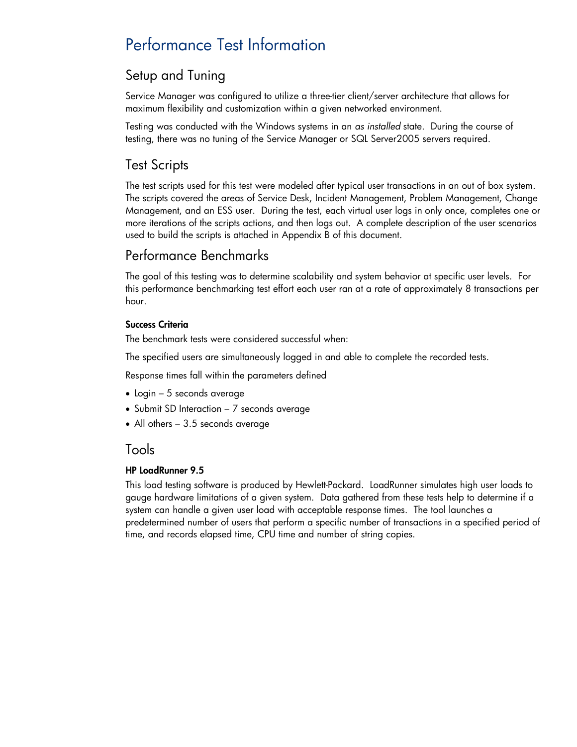# Performance Test Information

## Setup and Tuning

Service Manager was configured to utilize a three-tier client/server architecture that allows for maximum flexibility and customization within a given networked environment.

Testing was conducted with the Windows systems in an *as installed* state. During the course of testing, there was no tuning of the Service Manager or SQL Server2005 servers required.

## Test Scripts

The test scripts used for this test were modeled after typical user transactions in an out of box system. The scripts covered the areas of Service Desk, Incident Management, Problem Management, Change Management, and an ESS user. During the test, each virtual user logs in only once, completes one or more iterations of the scripts actions, and then logs out. A complete description of the user scenarios used to build the scripts is attached in Appendix B of this document.

## Performance Benchmarks

The goal of this testing was to determine scalability and system behavior at specific user levels. For this performance benchmarking test effort each user ran at a rate of approximately 8 transactions per hour.

#### Success Criteria

The benchmark tests were considered successful when:

The specified users are simultaneously logged in and able to complete the recorded tests.

Response times fall within the parameters defined

- Login – 5 seconds average
- Submit SD Interaction – 7 seconds average
- All others – 3.5 seconds average

## Tools

#### HP LoadRunner 9.5

This load testing software is produced by Hewlett-Packard. LoadRunner simulates high user loads to gauge hardware limitations of a given system. Data gathered from these tests help to determine if a system can handle a given user load with acceptable response times. The tool launches a predetermined number of users that perform a specific number of transactions in a specified period of time, and records elapsed time, CPU time and number of string copies.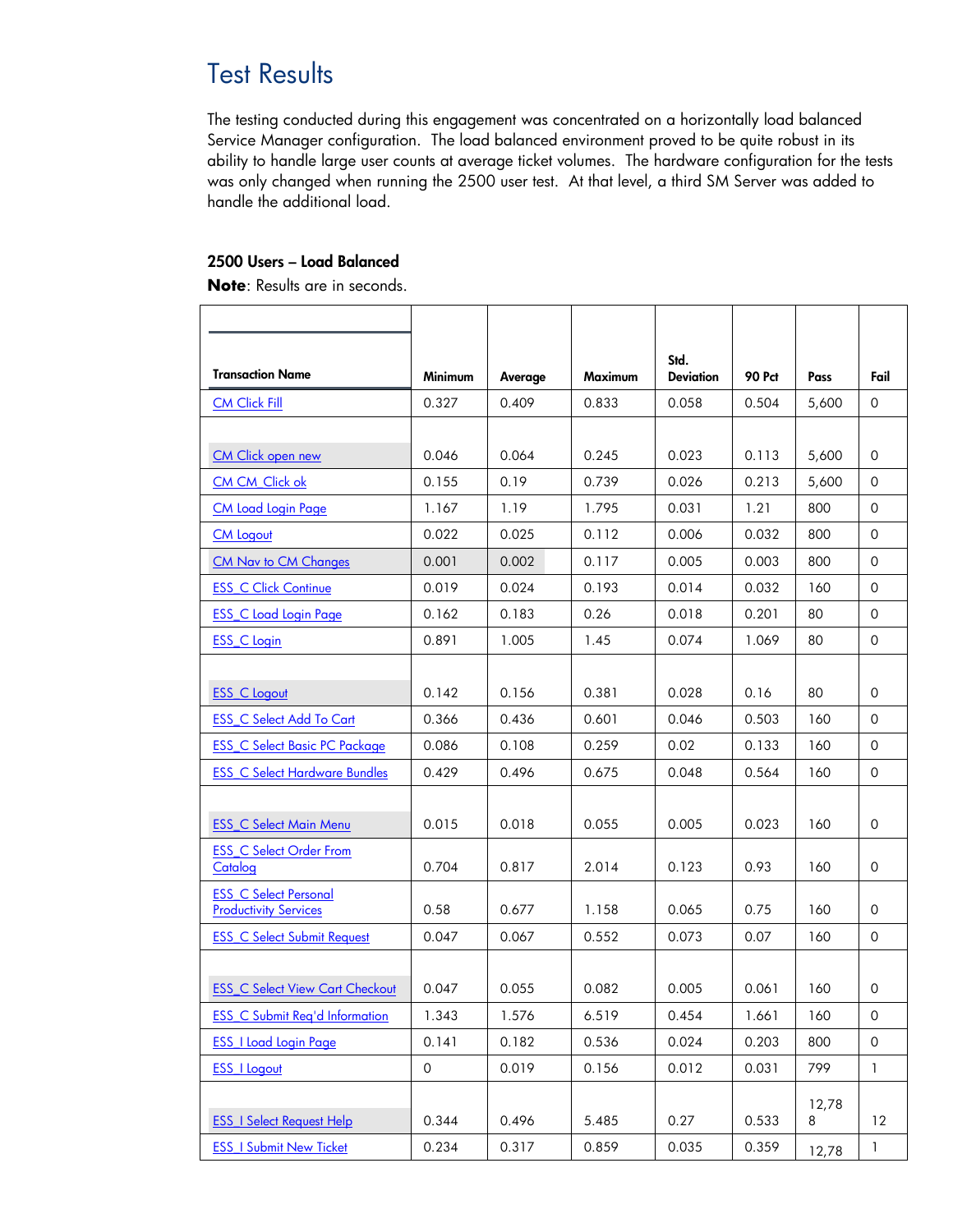# Test Results

The testing conducted during this engagement was concentrated on a horizontally load balanced Service Manager configuration. The load balanced environment proved to be quite robust in its ability to handle large user counts at average ticket volumes. The hardware configuration for the tests was only changed when running the 2500 user test. At that level, a third SM Server was added to handle the additional load.

**2500 Users – Load Balanced**

**Note**: Results are in seconds.

| Transaction Name | Minimum | Average | Maximum | Std. Deviation | 90 Pct | Pass | Fail |
|---|---|---|---|---|---|---|---|
| CM Click Fill | 0.327 | 0.409 | 0.833 | 0.058 | 0.504 | 5,600 | 0 |
| CM Click open new | 0.046 | 0.064 | 0.245 | 0.023 | 0.113 | 5,600 | 0 |
| CM CM_Click ok | 0.155 | 0.19 | 0.739 | 0.026 | 0.213 | 5,600 | 0 |
| CM Load Login Page | 1.167 | 1.19 | 1.795 | 0.031 | 1.21 | 800 | 0 |
| CM Logout | 0.022 | 0.025 | 0.112 | 0.006 | 0.032 | 800 | 0 |
| CM Nav to CM Changes | 0.001 | 0.002 | 0.117 | 0.005 | 0.003 | 800 | 0 |
| ESS_C Click Continue | 0.019 | 0.024 | 0.193 | 0.014 | 0.032 | 160 | 0 |
| ESS_C Load Login Page | 0.162 | 0.183 | 0.26 | 0.018 | 0.201 | 80 | 0 |
| ESS_C Login | 0.891 | 1.005 | 1.45 | 0.074 | 1.069 | 80 | 0 |
| ESS_C Logout | 0.142 | 0.156 | 0.381 | 0.028 | 0.16 | 80 | 0 |
| ESS_C Select Add To Cart | 0.366 | 0.436 | 0.601 | 0.046 | 0.503 | 160 | 0 |
| ESS_C Select Basic PC Package | 0.086 | 0.108 | 0.259 | 0.02 | 0.133 | 160 | 0 |
| ESS_C Select Hardware Bundles | 0.429 | 0.496 | 0.675 | 0.048 | 0.564 | 160 | 0 |
| ESS_C Select Main Menu | 0.015 | 0.018 | 0.055 | 0.005 | 0.023 | 160 | 0 |
| ESS_C Select Order From Catalog | 0.704 | 0.817 | 2.014 | 0.123 | 0.93 | 160 | 0 |
| ESS_C Select Personal Productivity Services | 0.58 | 0.677 | 1.158 | 0.065 | 0.75 | 160 | 0 |
| ESS_C Select Submit Request | 0.047 | 0.067 | 0.552 | 0.073 | 0.07 | 160 | 0 |
| ESS_C Select View Cart Checkout | 0.047 | 0.055 | 0.082 | 0.005 | 0.061 | 160 | 0 |
| ESS_C Submit Req'd Information | 1.343 | 1.576 | 6.519 | 0.454 | 1.661 | 160 | 0 |
| ESS_I Load Login Page | 0.141 | 0.182 | 0.536 | 0.024 | 0.203 | 800 | 0 |
| ESS_I Logout | 0 | 0.019 | 0.156 | 0.012 | 0.031 | 799 | 1 |
| ESS_I Select Request Help | 0.344 | 0.496 | 5.485 | 0.27 | 0.533 | 12,788 | 12 |
| ESS_I Submit New Ticket | 0.234 | 0.317 | 0.859 | 0.035 | 0.359 | 12,78 | 1 |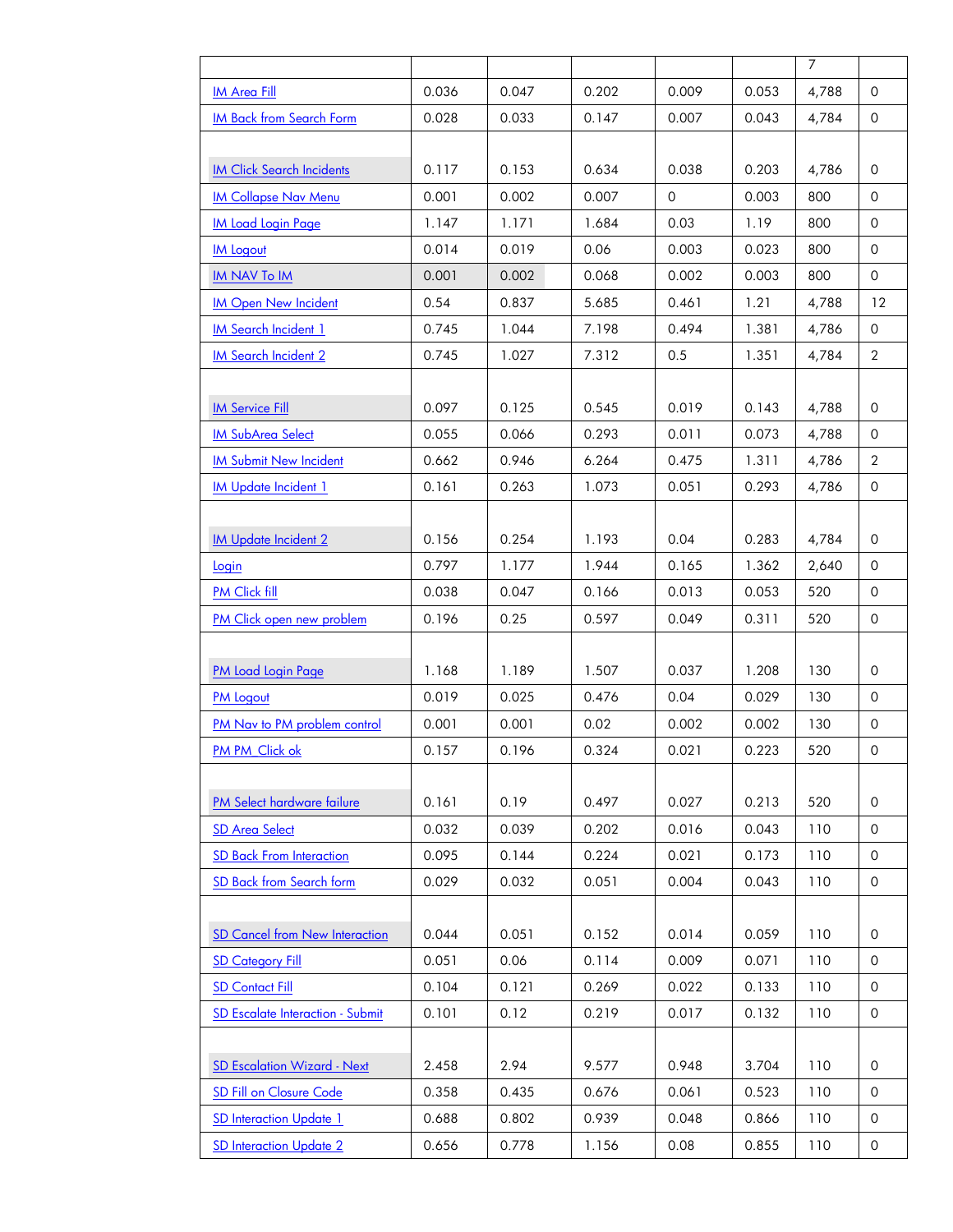| | | | | | | 7 | |
|---|---|---|---|---|---|---|---|
| IM Area Fill | 0.036 | 0.047 | 0.202 | 0.009 | 0.053 | 4,788 | 0 |
| IM Back from Search Form | 0.028 | 0.033 | 0.147 | 0.007 | 0.043 | 4,784 | 0 |
| IM Click Search Incidents | 0.117 | 0.153 | 0.634 | 0.038 | 0.203 | 4,786 | 0 |
| IM Collapse Nav Menu | 0.001 | 0.002 | 0.007 | 0 | 0.003 | 800 | 0 |
| IM Load Login Page | 1.147 | 1.171 | 1.684 | 0.03 | 1.19 | 800 | 0 |
| IM Logout | 0.014 | 0.019 | 0.06 | 0.003 | 0.023 | 800 | 0 |
| IM NAV To IM | 0.001 | 0.002 | 0.068 | 0.002 | 0.003 | 800 | 0 |
| IM Open New Incident | 0.54 | 0.837 | 5.685 | 0.461 | 1.21 | 4,788 | 12 |
| IM Search Incident 1 | 0.745 | 1.044 | 7.198 | 0.494 | 1.381 | 4,786 | 0 |
| IM Search Incident 2 | 0.745 | 1.027 | 7.312 | 0.5 | 1.351 | 4,784 | 2 |
| IM Service Fill | 0.097 | 0.125 | 0.545 | 0.019 | 0.143 | 4,788 | 0 |
| IM SubArea Select | 0.055 | 0.066 | 0.293 | 0.011 | 0.073 | 4,788 | 0 |
| IM Submit New Incident | 0.662 | 0.946 | 6.264 | 0.475 | 1.311 | 4,786 | 2 |
| IM Update Incident 1 | 0.161 | 0.263 | 1.073 | 0.051 | 0.293 | 4,786 | 0 |
| IM Update Incident 2 | 0.156 | 0.254 | 1.193 | 0.04 | 0.283 | 4,784 | 0 |
| Login | 0.797 | 1.177 | 1.944 | 0.165 | 1.362 | 2,640 | 0 |
| PM Click fill | 0.038 | 0.047 | 0.166 | 0.013 | 0.053 | 520 | 0 |
| PM Click open new problem | 0.196 | 0.25 | 0.597 | 0.049 | 0.311 | 520 | 0 |
| PM Load Login Page | 1.168 | 1.189 | 1.507 | 0.037 | 1.208 | 130 | 0 |
| PM Logout | 0.019 | 0.025 | 0.476 | 0.04 | 0.029 | 130 | 0 |
| PM Nav to PM problem control | 0.001 | 0.001 | 0.02 | 0.002 | 0.002 | 130 | 0 |
| PM PM_Click ok | 0.157 | 0.196 | 0.324 | 0.021 | 0.223 | 520 | 0 |
| PM Select hardware failure | 0.161 | 0.19 | 0.497 | 0.027 | 0.213 | 520 | 0 |
| SD Area Select | 0.032 | 0.039 | 0.202 | 0.016 | 0.043 | 110 | 0 |
| SD Back From Interaction | 0.095 | 0.144 | 0.224 | 0.021 | 0.173 | 110 | 0 |
| SD Back from Search form | 0.029 | 0.032 | 0.051 | 0.004 | 0.043 | 110 | 0 |
| SD Cancel from New Interaction | 0.044 | 0.051 | 0.152 | 0.014 | 0.059 | 110 | 0 |
| SD Category Fill | 0.051 | 0.06 | 0.114 | 0.009 | 0.071 | 110 | 0 |
| SD Contact Fill | 0.104 | 0.121 | 0.269 | 0.022 | 0.133 | 110 | 0 |
| SD Escalate Interaction - Submit | 0.101 | 0.12 | 0.219 | 0.017 | 0.132 | 110 | 0 |
| SD Escalation Wizard - Next | 2.458 | 2.94 | 9.577 | 0.948 | 3.704 | 110 | 0 |
| SD Fill on Closure Code | 0.358 | 0.435 | 0.676 | 0.061 | 0.523 | 110 | 0 |
| SD Interaction Update 1 | 0.688 | 0.802 | 0.939 | 0.048 | 0.866 | 110 | 0 |
| SD Interaction Update 2 | 0.656 | 0.778 | 1.156 | 0.08 | 0.855 | 110 | 0 |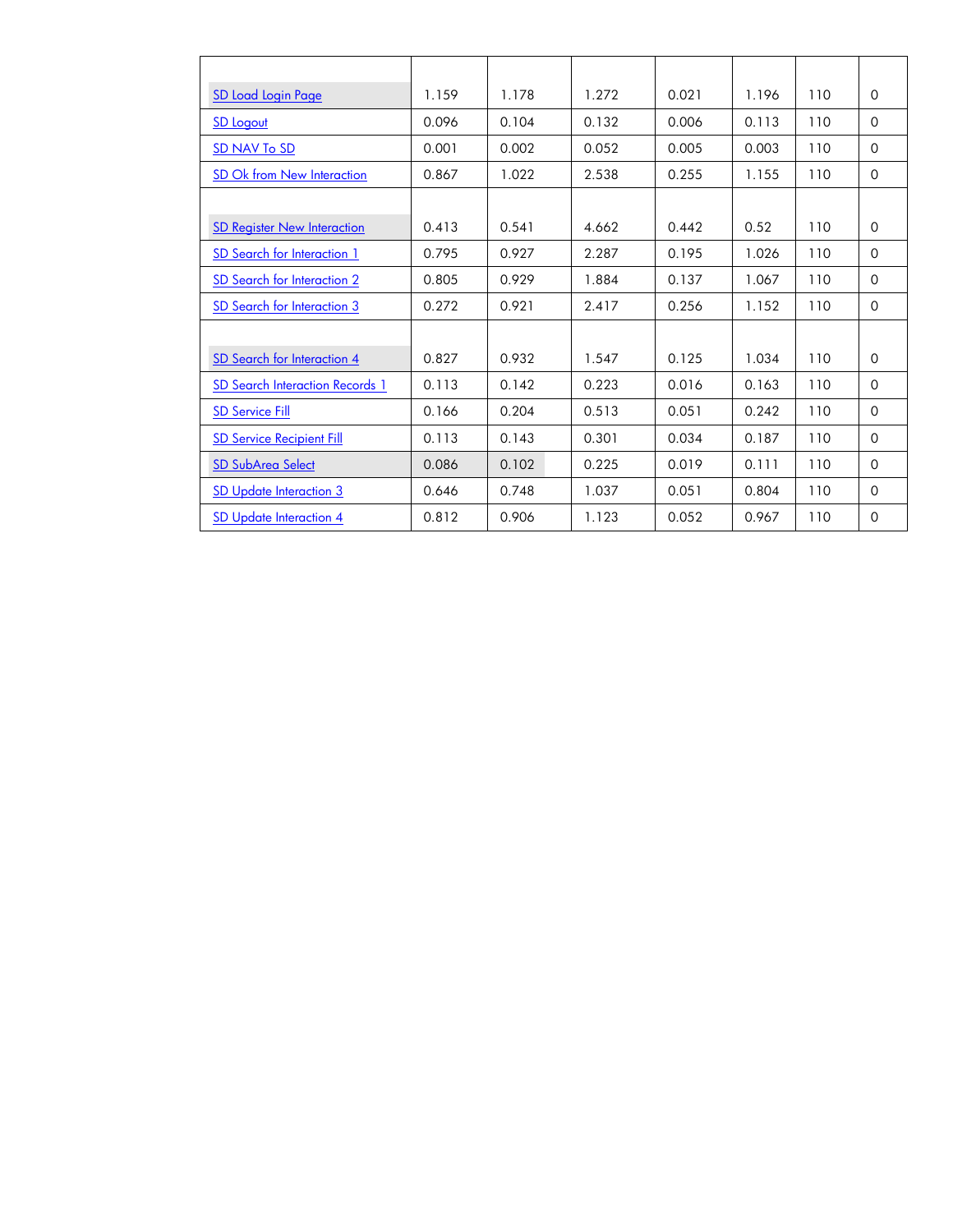| | | | | | | | |
|---|---|---|---|---|---|---|---|
| SD Load Login Page | 1.159 | 1.178 | 1.272 | 0.021 | 1.196 | 110 | 0 |
| SD Logout | 0.096 | 0.104 | 0.132 | 0.006 | 0.113 | 110 | 0 |
| SD NAV To SD | 0.001 | 0.002 | 0.052 | 0.005 | 0.003 | 110 | 0 |
| SD Ok from New Interaction | 0.867 | 1.022 | 2.538 | 0.255 | 1.155 | 110 | 0 |
| SD Register New Interaction | 0.413 | 0.541 | 4.662 | 0.442 | 0.52 | 110 | 0 |
| SD Search for Interaction 1 | 0.795 | 0.927 | 2.287 | 0.195 | 1.026 | 110 | 0 |
| SD Search for Interaction 2 | 0.805 | 0.929 | 1.884 | 0.137 | 1.067 | 110 | 0 |
| SD Search for Interaction 3 | 0.272 | 0.921 | 2.417 | 0.256 | 1.152 | 110 | 0 |
| SD Search for Interaction 4 | 0.827 | 0.932 | 1.547 | 0.125 | 1.034 | 110 | 0 |
| SD Search Interaction Records 1 | 0.113 | 0.142 | 0.223 | 0.016 | 0.163 | 110 | 0 |
| SD Service Fill | 0.166 | 0.204 | 0.513 | 0.051 | 0.242 | 110 | 0 |
| SD Service Recipient Fill | 0.113 | 0.143 | 0.301 | 0.034 | 0.187 | 110 | 0 |
| SD SubArea Select | 0.086 | 0.102 | 0.225 | 0.019 | 0.111 | 110 | 0 |
| SD Update Interaction 3 | 0.646 | 0.748 | 1.037 | 0.051 | 0.804 | 110 | 0 |
| SD Update Interaction 4 | 0.812 | 0.906 | 1.123 | 0.052 | 0.967 | 110 | 0 |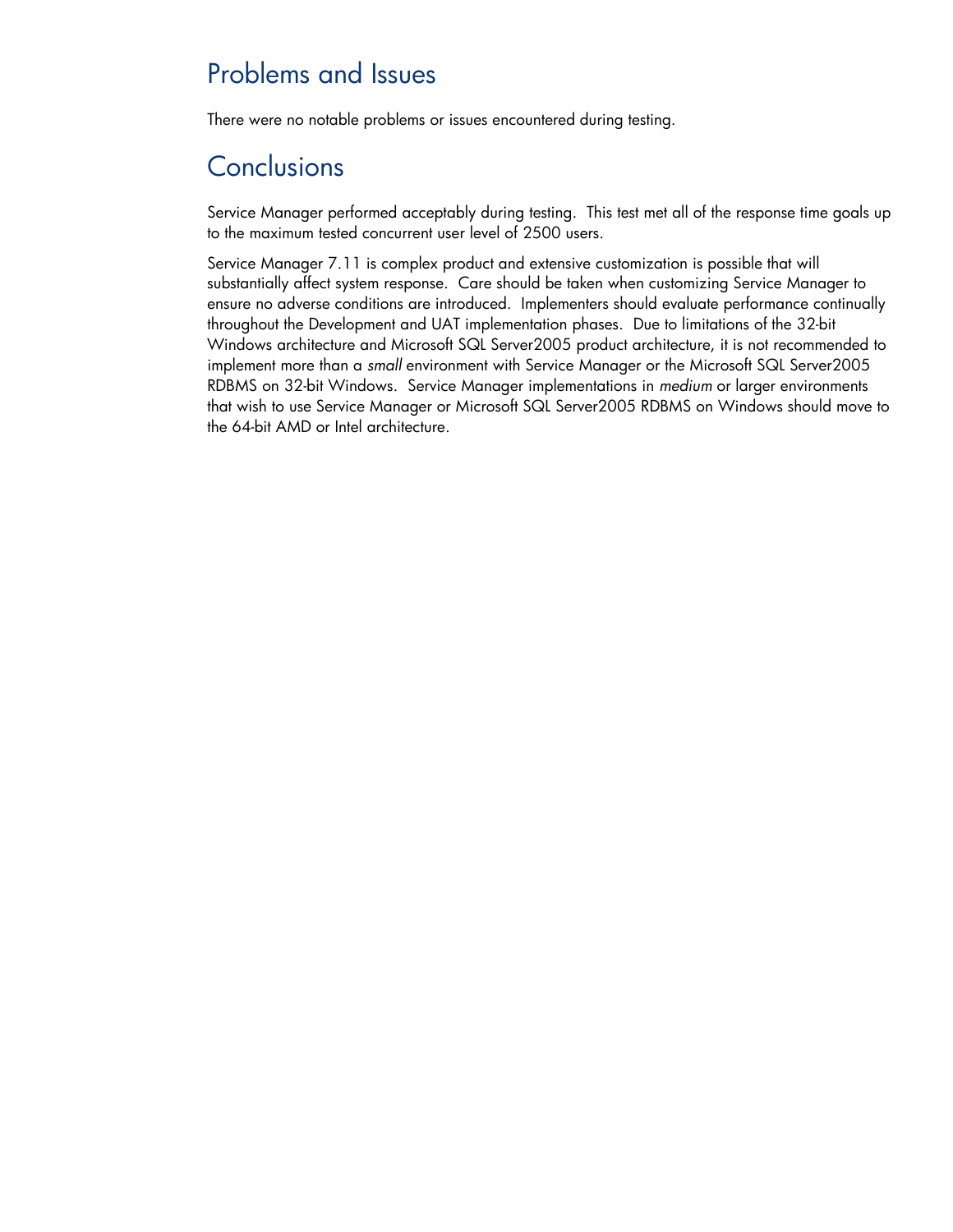## Problems and Issues

There were no notable problems or issues encountered during testing.

## Conclusions

Service Manager performed acceptably during testing.  This test met all of the response time goals up to the maximum tested concurrent user level of 2500 users.

Service Manager 7.11 is complex product and extensive customization is possible that will substantially affect system response.  Care should be taken when customizing Service Manager to ensure no adverse conditions are introduced.  Implementers should evaluate performance continually throughout the Development and UAT implementation phases.  Due to limitations of the 32-bit Windows architecture and Microsoft SQL Server2005 product architecture, it is not recommended to implement more than a *small* environment with Service Manager or the Microsoft SQL Server2005 RDBMS on 32-bit Windows.  Service Manager implementations in *medium* or larger environments that wish to use Service Manager or Microsoft SQL Server2005 RDBMS on Windows should move to the 64-bit AMD or Intel architecture.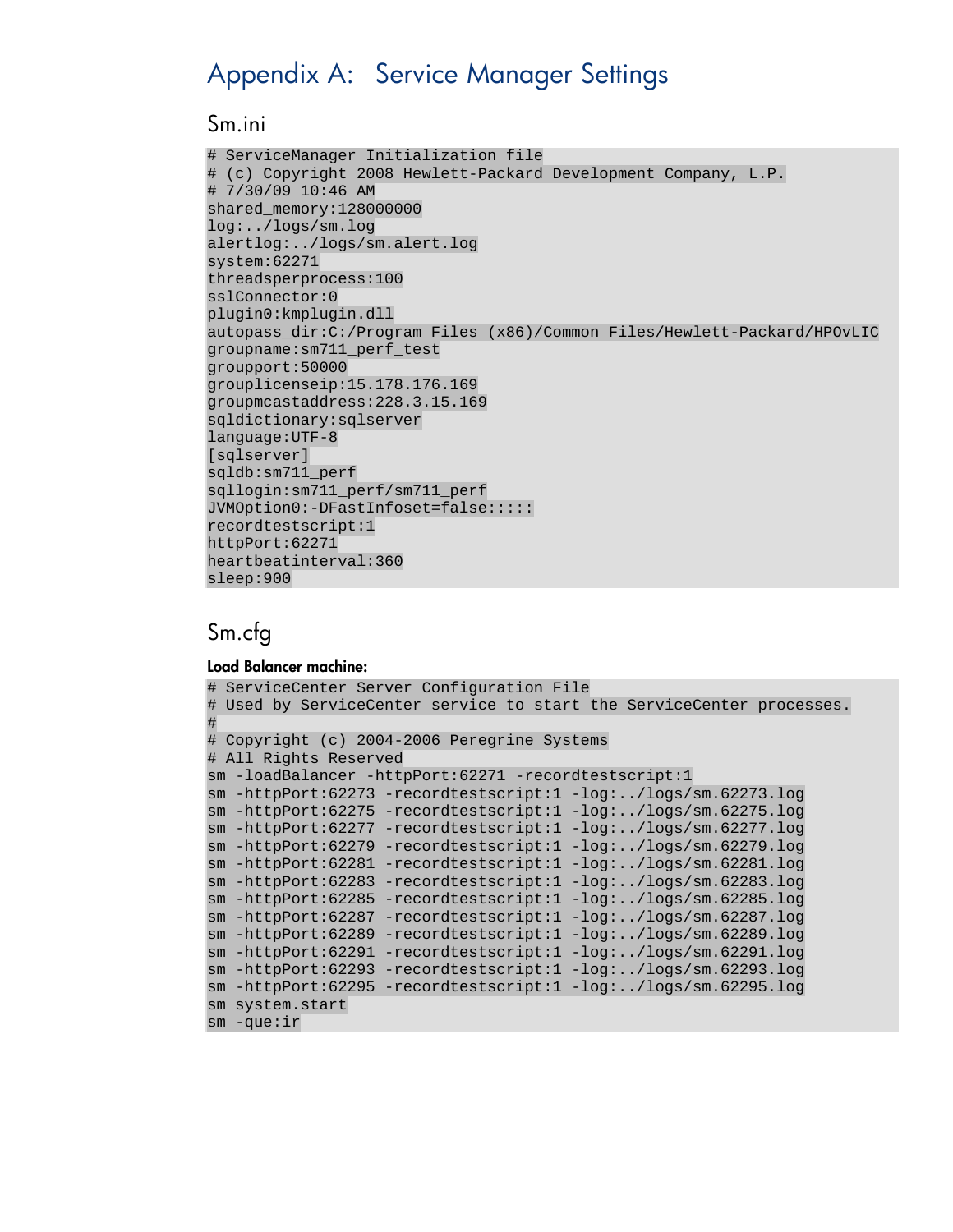# Appendix A: Service Manager Settings

## Sm.ini

```
# ServiceManager Initialization file
# (c) Copyright 2008 Hewlett-Packard Development Company, L.P.
# 7/30/09 10:46 AM
shared_memory:128000000
log:../logs/sm.log
alertlog:../logs/sm.alert.log
system:62271
threadsperprocess:100
sslConnector:0
plugin0:kmplugin.dll
autopass_dir:C:/Program Files (x86)/Common Files/Hewlett-Packard/HPOvLIC
groupname:sm711_perf_test
groupport:50000
grouplicenseip:15.178.176.169
groupmcastaddress:228.3.15.169
sqldictionary:sqlserver
language:UTF-8
[sqlserver]
sqldb:sm711_perf
sqllogin:sm711_perf/sm711_perf
JVMOption0:-DFastInfoset=false:::::
recordtestscript:1
httpPort:62271
heartbeatinterval:360
sleep:900
```

## Sm.cfg

**Load Balancer machine:**

```
# ServiceCenter Server Configuration File
# Used by ServiceCenter service to start the ServiceCenter processes.
#
# Copyright (c) 2004-2006 Peregrine Systems
# All Rights Reserved
sm -loadBalancer -httpPort:62271 -recordtestscript:1
sm -httpPort:62273 -recordtestscript:1 -log:../logs/sm.62273.log
sm -httpPort:62275 -recordtestscript:1 -log:../logs/sm.62275.log
sm -httpPort:62277 -recordtestscript:1 -log:../logs/sm.62277.log
sm -httpPort:62279 -recordtestscript:1 -log:../logs/sm.62279.log
sm -httpPort:62281 -recordtestscript:1 -log:../logs/sm.62281.log
sm -httpPort:62283 -recordtestscript:1 -log:../logs/sm.62283.log
sm -httpPort:62285 -recordtestscript:1 -log:../logs/sm.62285.log
sm -httpPort:62287 -recordtestscript:1 -log:../logs/sm.62287.log
sm -httpPort:62289 -recordtestscript:1 -log:../logs/sm.62289.log
sm -httpPort:62291 -recordtestscript:1 -log:../logs/sm.62291.log
sm -httpPort:62293 -recordtestscript:1 -log:../logs/sm.62293.log
sm -httpPort:62295 -recordtestscript:1 -log:../logs/sm.62295.log
sm system.start
sm -que:ir
```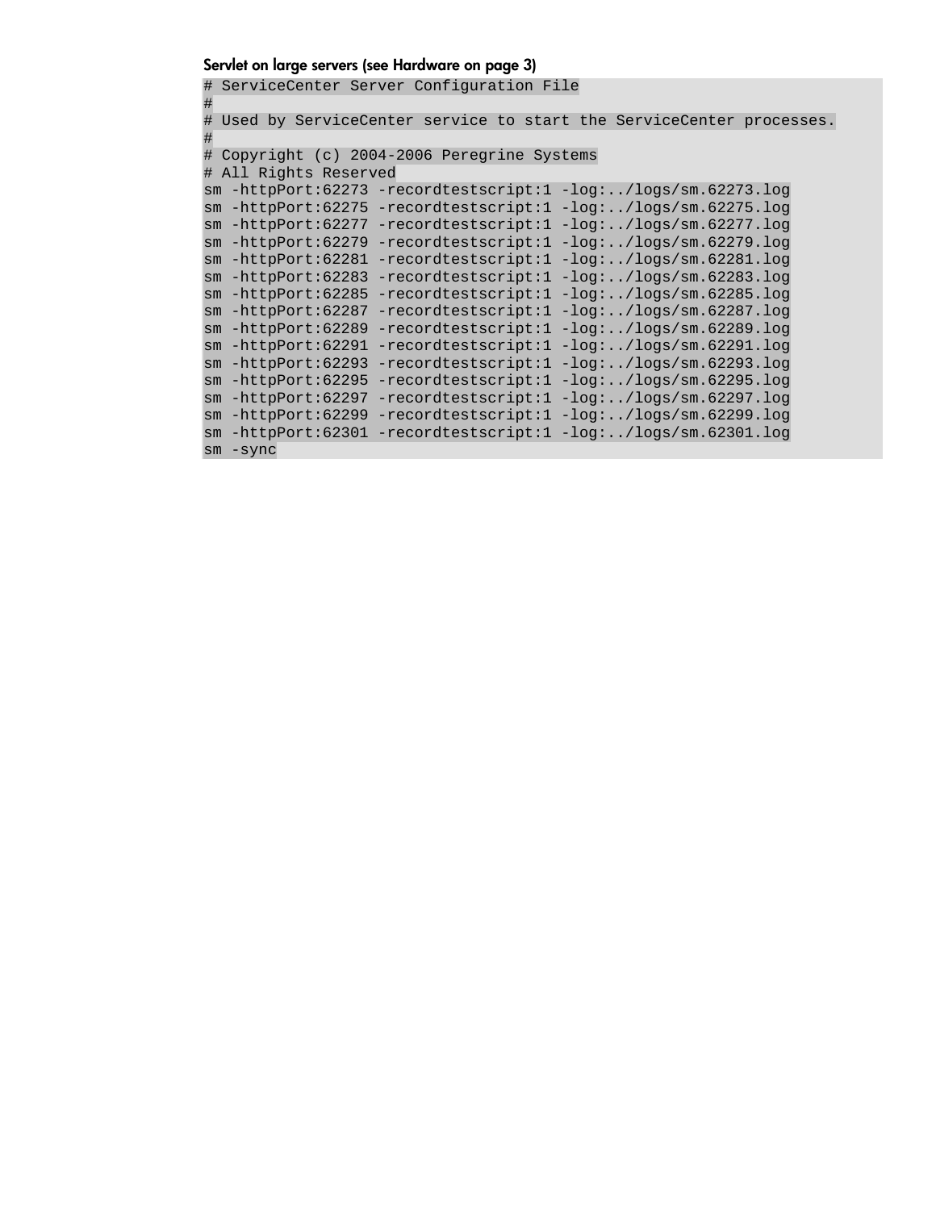**Servlet on large servers (see Hardware on page 3)**

```
# ServiceCenter Server Configuration File
#
# Used by ServiceCenter service to start the ServiceCenter processes.
#
# Copyright (c) 2004-2006 Peregrine Systems
# All Rights Reserved
sm -httpPort:62273 -recordtestscript:1 -log:../logs/sm.62273.log
sm -httpPort:62275 -recordtestscript:1 -log:../logs/sm.62275.log
sm -httpPort:62277 -recordtestscript:1 -log:../logs/sm.62277.log
sm -httpPort:62279 -recordtestscript:1 -log:../logs/sm.62279.log
sm -httpPort:62281 -recordtestscript:1 -log:../logs/sm.62281.log
sm -httpPort:62283 -recordtestscript:1 -log:../logs/sm.62283.log
sm -httpPort:62285 -recordtestscript:1 -log:../logs/sm.62285.log
sm -httpPort:62287 -recordtestscript:1 -log:../logs/sm.62287.log
sm -httpPort:62289 -recordtestscript:1 -log:../logs/sm.62289.log
sm -httpPort:62291 -recordtestscript:1 -log:../logs/sm.62291.log
sm -httpPort:62293 -recordtestscript:1 -log:../logs/sm.62293.log
sm -httpPort:62295 -recordtestscript:1 -log:../logs/sm.62295.log
sm -httpPort:62297 -recordtestscript:1 -log:../logs/sm.62297.log
sm -httpPort:62299 -recordtestscript:1 -log:../logs/sm.62299.log
sm -httpPort:62301 -recordtestscript:1 -log:../logs/sm.62301.log
sm -sync
```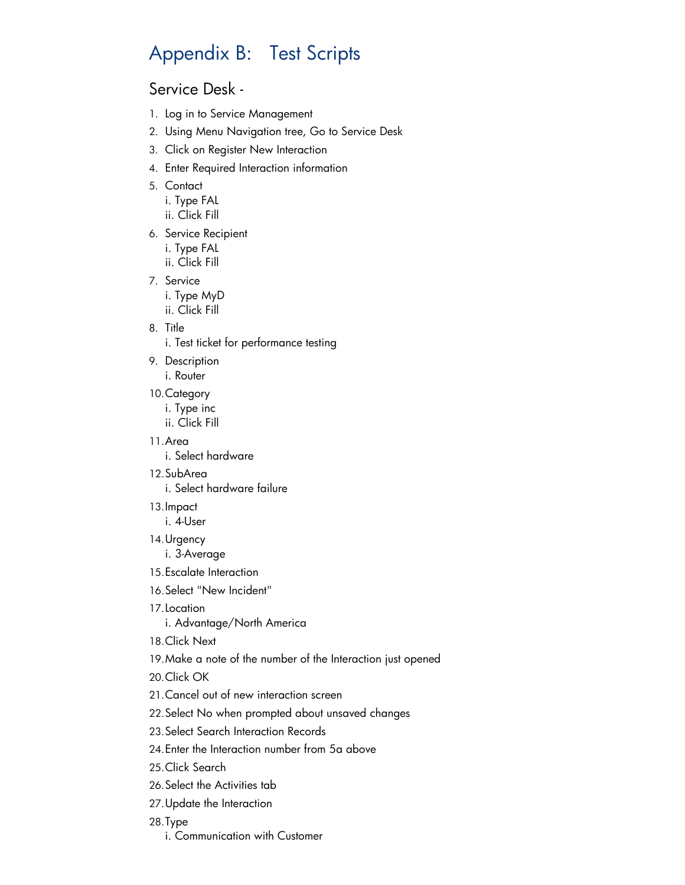# Appendix B: Test Scripts

## Service Desk -

1. Log in to Service Management
2. Using Menu Navigation tree, Go to Service Desk
3. Click on Register New Interaction
4. Enter Required Interaction information
5. Contact
   i. Type FAL
   ii. Click Fill
6. Service Recipient
   i. Type FAL
   ii. Click Fill
7. Service
   i. Type MyD
   ii. Click Fill
8. Title
   i. Test ticket for performance testing
9. Description
   i. Router
10. Category
    i. Type inc
    ii. Click Fill
11. Area
    i. Select hardware
12. SubArea
    i. Select hardware failure
13. Impact
    i. 4-User
14. Urgency
    i. 3-Average
15. Escalate Interaction
16. Select "New Incident"
17. Location
    i. Advantage/North America
18. Click Next
19. Make a note of the number of the Interaction just opened
20. Click OK
21. Cancel out of new interaction screen
22. Select No when prompted about unsaved changes
23. Select Search Interaction Records
24. Enter the Interaction number from 5a above
25. Click Search
26. Select the Activities tab
27. Update the Interaction
28. Type
    i. Communication with Customer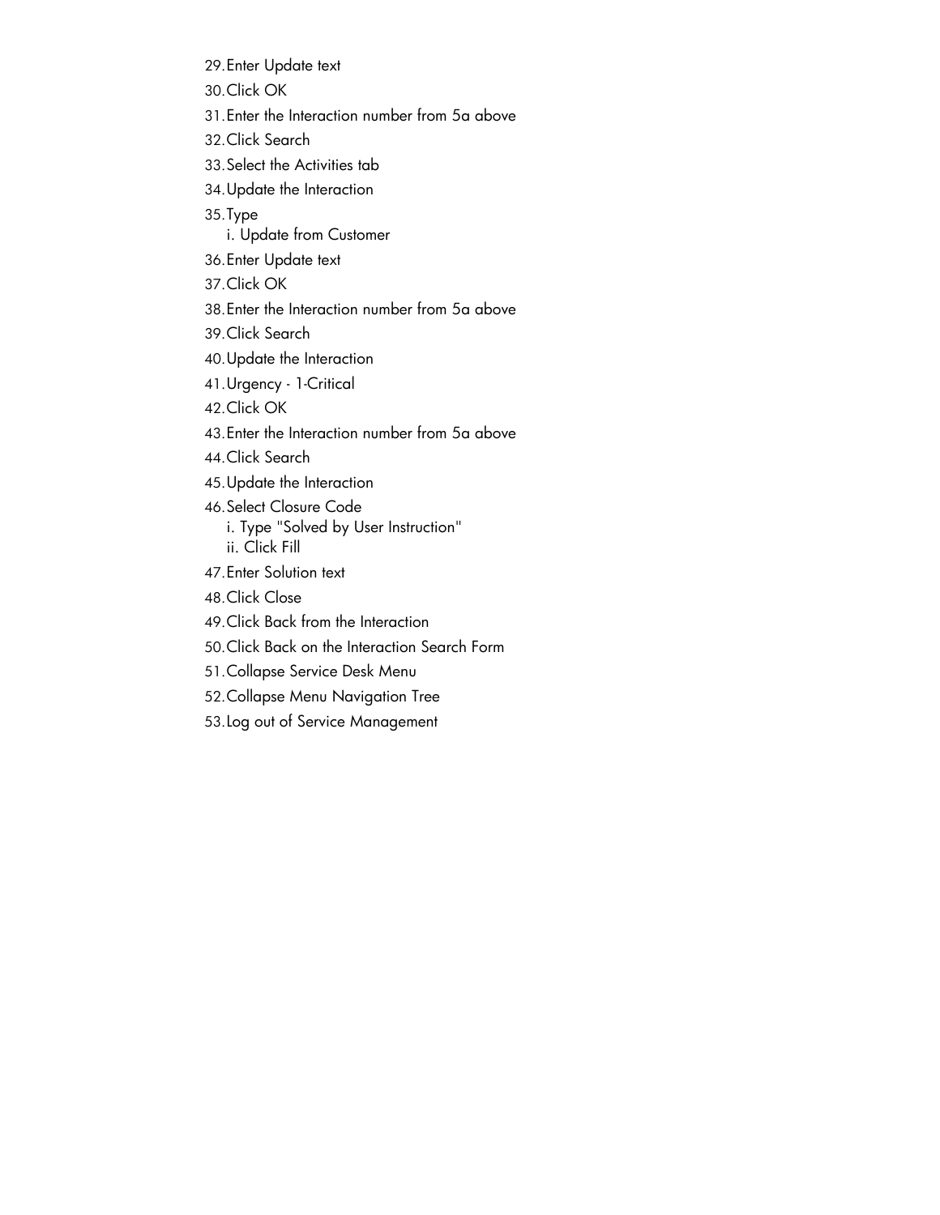29. Enter Update text
30. Click OK
31. Enter the Interaction number from 5a above
32. Click Search
33. Select the Activities tab
34. Update the Interaction
35. Type
    i. Update from Customer
36. Enter Update text
37. Click OK
38. Enter the Interaction number from 5a above
39. Click Search
40. Update the Interaction
41. Urgency - 1-Critical
42. Click OK
43. Enter the Interaction number from 5a above
44. Click Search
45. Update the Interaction
46. Select Closure Code
    i. Type "Solved by User Instruction"
    ii. Click Fill
47. Enter Solution text
48. Click Close
49. Click Back from the Interaction
50. Click Back on the Interaction Search Form
51. Collapse Service Desk Menu
52. Collapse Menu Navigation Tree
53. Log out of Service Management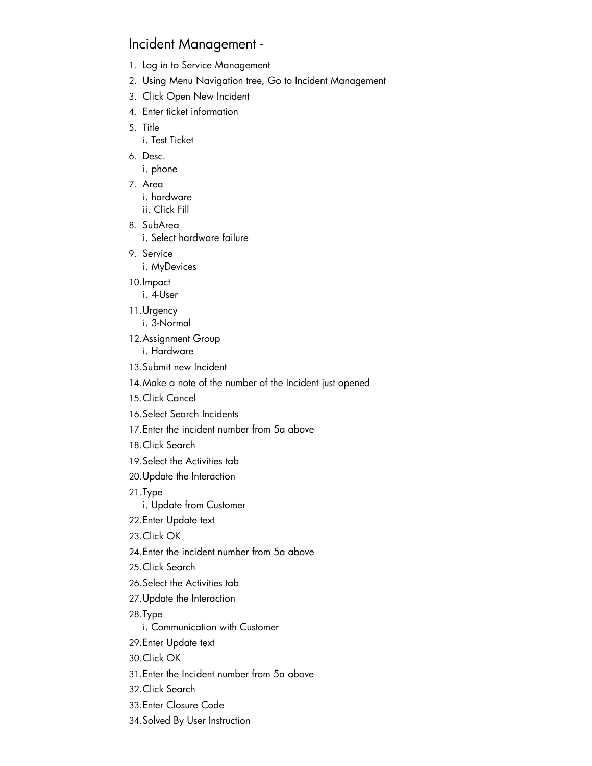## Incident Management -

1. Log in to Service Management
2. Using Menu Navigation tree, Go to Incident Management
3. Click Open New Incident
4. Enter ticket information
5. Title
   i. Test Ticket
6. Desc.
   i. phone
7. Area
   i. hardware
   ii. Click Fill
8. SubArea
   i. Select hardware failure
9. Service
   i. MyDevices
10. Impact
    i. 4-User
11. Urgency
    i. 3-Normal
12. Assignment Group
    i. Hardware
13. Submit new Incident
14. Make a note of the number of the Incident just opened
15. Click Cancel
16. Select Search Incidents
17. Enter the incident number from 5a above
18. Click Search
19. Select the Activities tab
20. Update the Interaction
21. Type
    i. Update from Customer
22. Enter Update text
23. Click OK
24. Enter the incident number from 5a above
25. Click Search
26. Select the Activities tab
27. Update the Interaction
28. Type
    i. Communication with Customer
29. Enter Update text
30. Click OK
31. Enter the Incident number from 5a above
32. Click Search
33. Enter Closure Code
34. Solved By User Instruction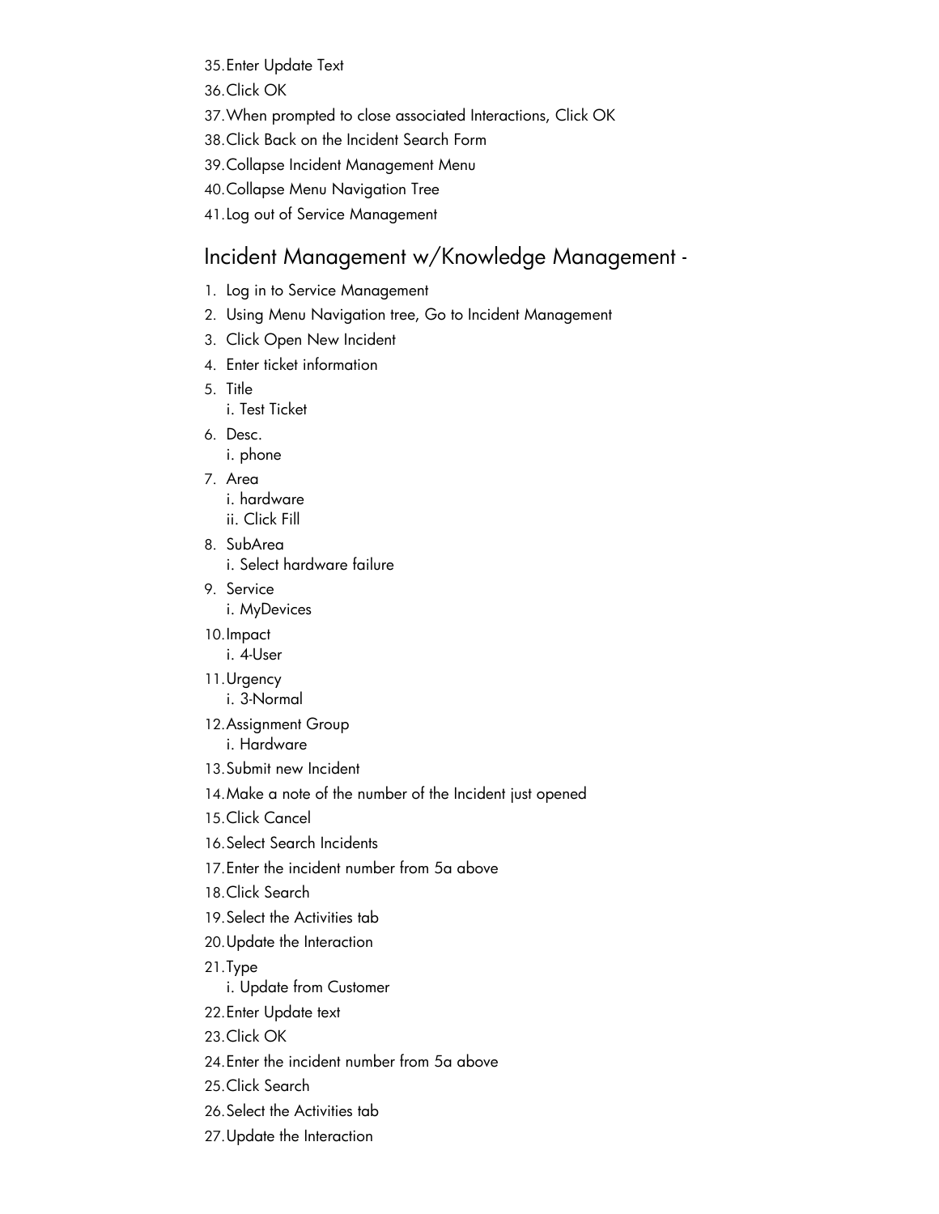35. Enter Update Text
36. Click OK
37. When prompted to close associated Interactions, Click OK
38. Click Back on the Incident Search Form
39. Collapse Incident Management Menu
40. Collapse Menu Navigation Tree
41. Log out of Service Management

## Incident Management w/Knowledge Management -

1. Log in to Service Management
2. Using Menu Navigation tree, Go to Incident Management
3. Click Open New Incident
4. Enter ticket information
5. Title
   i. Test Ticket
6. Desc.
   i. phone
7. Area
   i. hardware
   ii. Click Fill
8. SubArea
   i. Select hardware failure
9. Service
   i. MyDevices
10. Impact
    i. 4-User
11. Urgency
    i. 3-Normal
12. Assignment Group
    i. Hardware
13. Submit new Incident
14. Make a note of the number of the Incident just opened
15. Click Cancel
16. Select Search Incidents
17. Enter the incident number from 5a above
18. Click Search
19. Select the Activities tab
20. Update the Interaction
21. Type
    i. Update from Customer
22. Enter Update text
23. Click OK
24. Enter the incident number from 5a above
25. Click Search
26. Select the Activities tab
27. Update the Interaction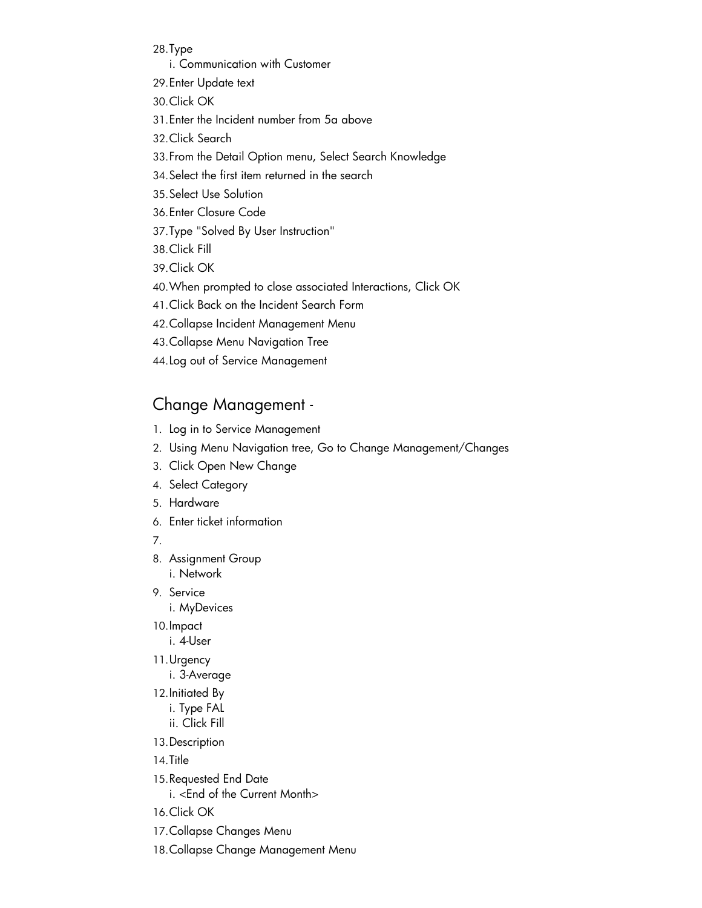28. Type
    i. Communication with Customer
29. Enter Update text
30. Click OK
31. Enter the Incident number from 5a above
32. Click Search
33. From the Detail Option menu, Select Search Knowledge
34. Select the first item returned in the search
35. Select Use Solution
36. Enter Closure Code
37. Type "Solved By User Instruction"
38. Click Fill
39. Click OK
40. When prompted to close associated Interactions, Click OK
41. Click Back on the Incident Search Form
42. Collapse Incident Management Menu
43. Collapse Menu Navigation Tree
44. Log out of Service Management

## Change Management -

1. Log in to Service Management
2. Using Menu Navigation tree, Go to Change Management/Changes
3. Click Open New Change
4. Select Category
5. Hardware
6. Enter ticket information
7. 
8. Assignment Group
    i. Network
9. Service
    i. MyDevices
10. Impact
    i. 4-User
11. Urgency
    i. 3-Average
12. Initiated By
    i. Type FAL
    ii. Click Fill
13. Description
14. Title
15. Requested End Date
    i. <End of the Current Month>
16. Click OK
17. Collapse Changes Menu
18. Collapse Change Management Menu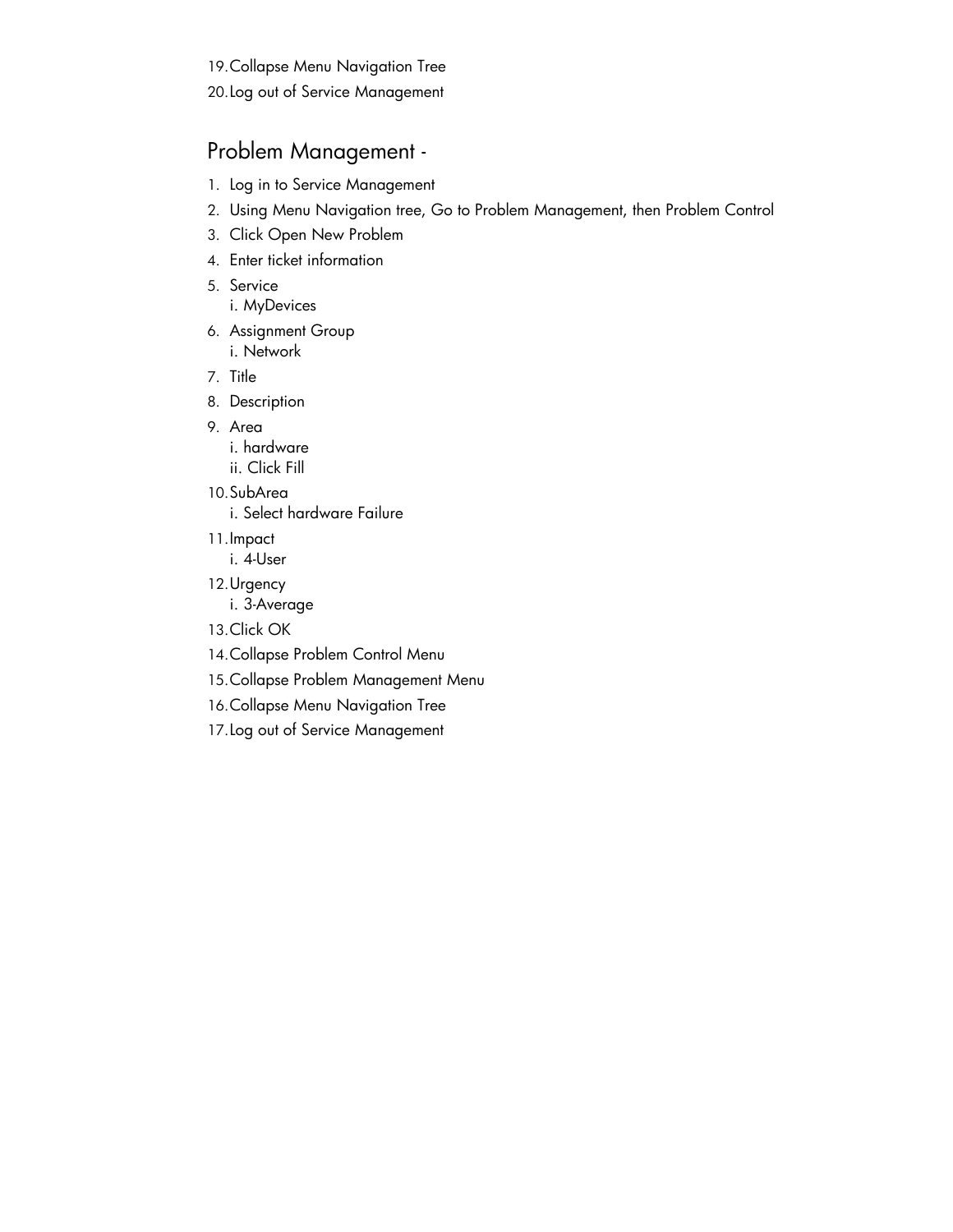19. Collapse Menu Navigation Tree
20. Log out of Service Management

## Problem Management -

1. Log in to Service Management
2. Using Menu Navigation tree, Go to Problem Management, then Problem Control
3. Click Open New Problem
4. Enter ticket information
5. Service
   i. MyDevices
6. Assignment Group
   i. Network
7. Title
8. Description
9. Area
   i. hardware
   ii. Click Fill
10. SubArea
    i. Select hardware Failure
11. Impact
    i. 4-User
12. Urgency
    i. 3-Average
13. Click OK
14. Collapse Problem Control Menu
15. Collapse Problem Management Menu
16. Collapse Menu Navigation Tree
17. Log out of Service Management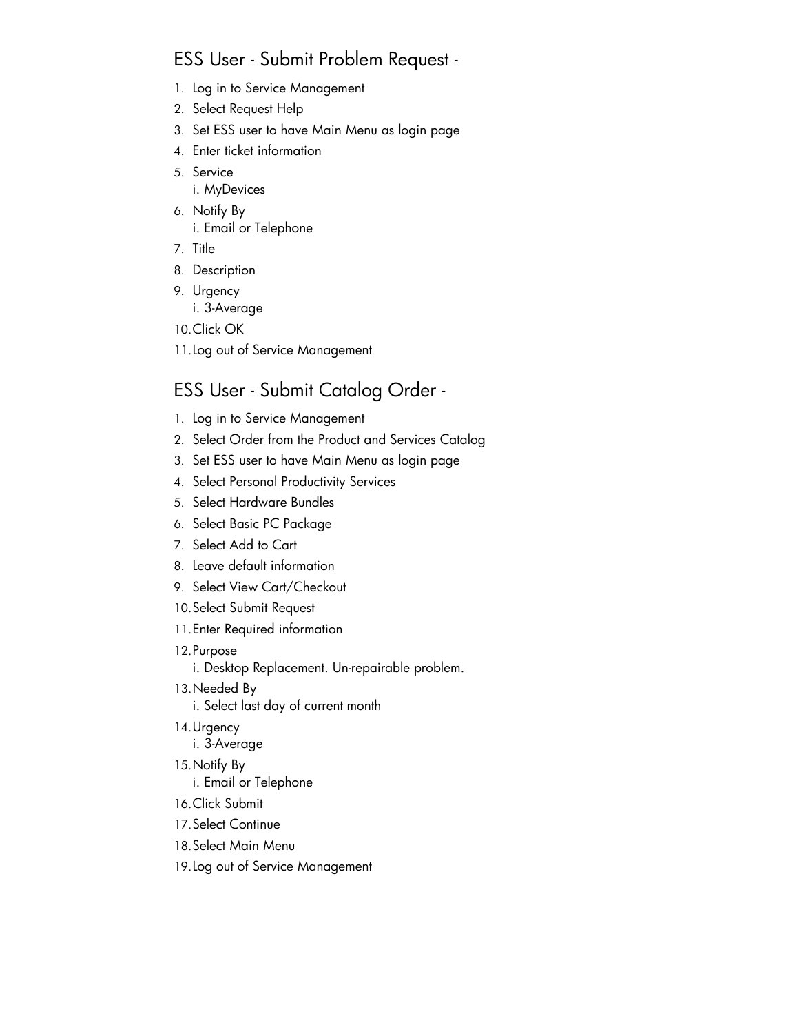## ESS User - Submit Problem Request -

1. Log in to Service Management
2. Select Request Help
3. Set ESS user to have Main Menu as login page
4. Enter ticket information
5. Service
   i. MyDevices
6. Notify By
   i. Email or Telephone
7. Title
8. Description
9. Urgency
   i. 3-Average
10. Click OK
11. Log out of Service Management

## ESS User - Submit Catalog Order -

1. Log in to Service Management
2. Select Order from the Product and Services Catalog
3. Set ESS user to have Main Menu as login page
4. Select Personal Productivity Services
5. Select Hardware Bundles
6. Select Basic PC Package
7. Select Add to Cart
8. Leave default information
9. Select View Cart/Checkout
10. Select Submit Request
11. Enter Required information
12. Purpose
    i. Desktop Replacement. Un-repairable problem.
13. Needed By
    i. Select last day of current month
14. Urgency
    i. 3-Average
15. Notify By
    i. Email or Telephone
16. Click Submit
17. Select Continue
18. Select Main Menu
19. Log out of Service Management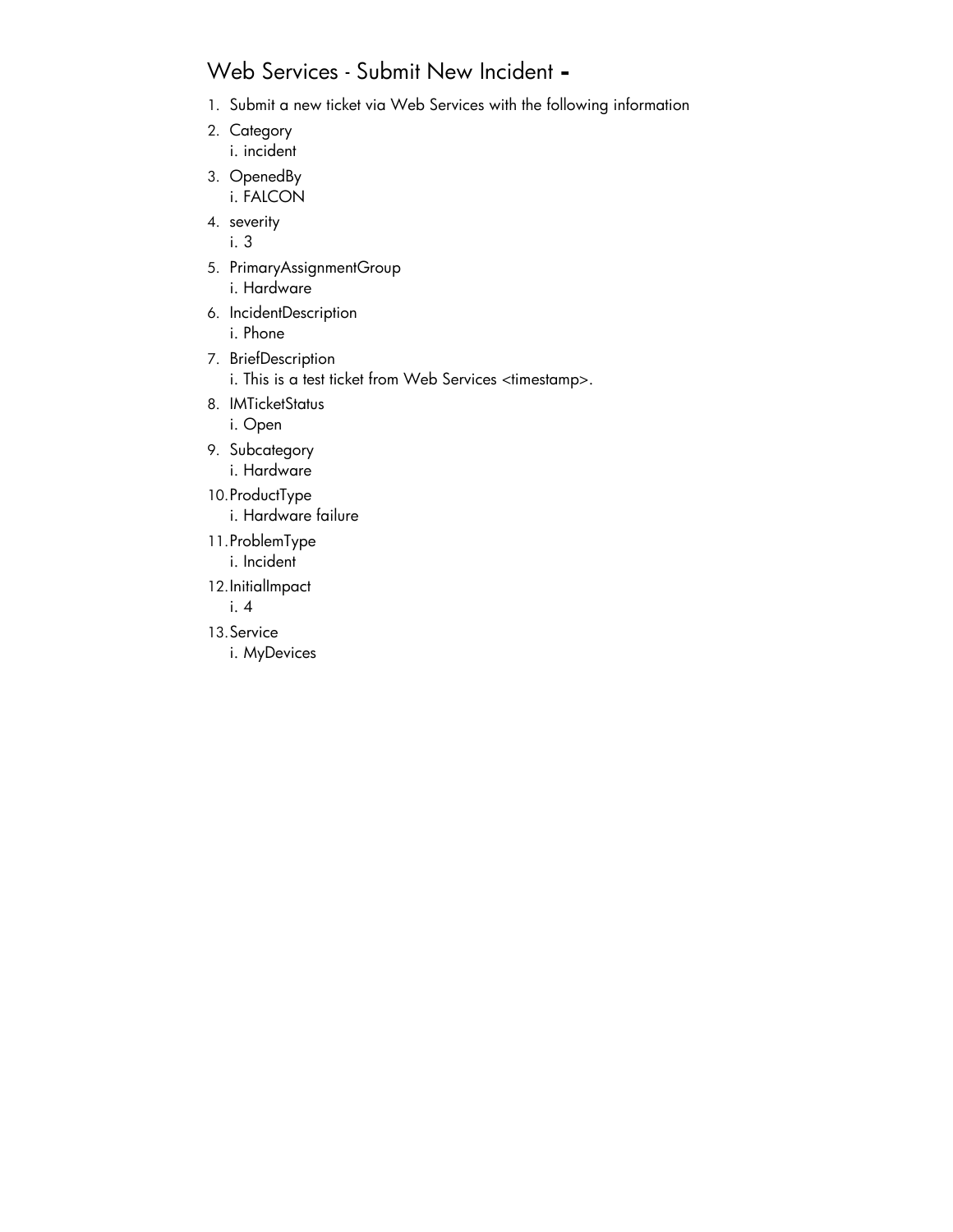## Web Services - Submit New Incident -

1. Submit a new ticket via Web Services with the following information
2. Category
   i. incident
3. OpenedBy
   i. FALCON
4. severity
   i. 3
5. PrimaryAssignmentGroup
   i. Hardware
6. IncidentDescription
   i. Phone
7. BriefDescription
   i. This is a test ticket from Web Services <timestamp>.
8. IMTicketStatus
   i. Open
9. Subcategory
   i. Hardware
10. ProductType
    i. Hardware failure
11. ProblemType
    i. Incident
12. InitialImpact
    i. 4
13. Service
    i. MyDevices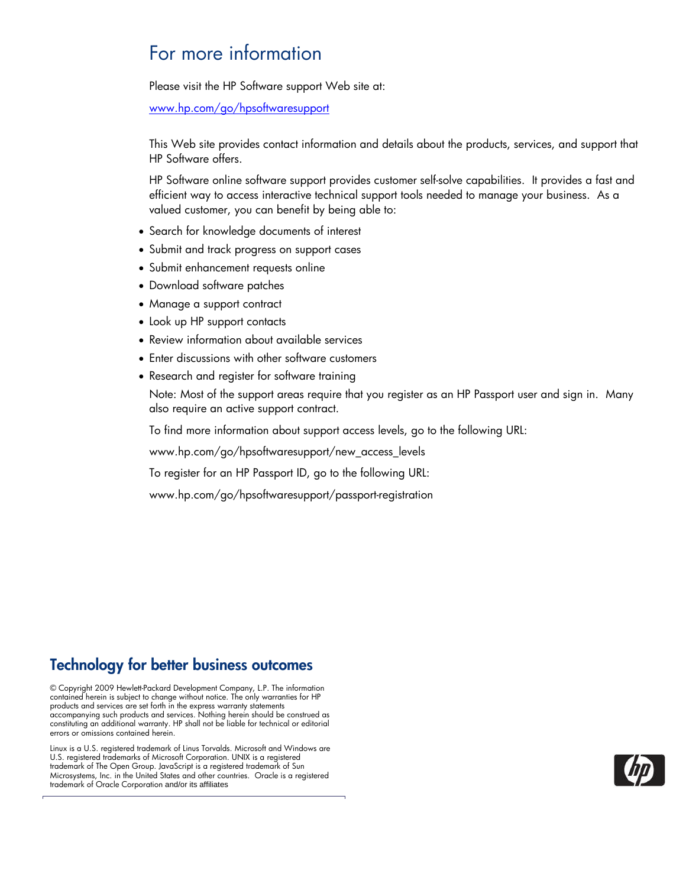# For more information

Please visit the HP Software support Web site at:

www.hp.com/go/hpsoftwaresupport

This Web site provides contact information and details about the products, services, and support that HP Software offers.

HP Software online software support provides customer self-solve capabilities. It provides a fast and efficient way to access interactive technical support tools needed to manage your business. As a valued customer, you can benefit by being able to:

- Search for knowledge documents of interest
- Submit and track progress on support cases
- Submit enhancement requests online
- Download software patches
- Manage a support contract
- Look up HP support contacts
- Review information about available services
- Enter discussions with other software customers
- Research and register for software training

Note: Most of the support areas require that you register as an HP Passport user and sign in. Many also require an active support contract.

To find more information about support access levels, go to the following URL:

www.hp.com/go/hpsoftwaresupport/new_access_levels

To register for an HP Passport ID, go to the following URL:

www.hp.com/go/hpsoftwaresupport/passport-registration

## Technology for better business outcomes

© Copyright 2009 Hewlett-Packard Development Company, L.P. The information contained herein is subject to change without notice. The only warranties for HP products and services are set forth in the express warranty statements accompanying such products and services. Nothing herein should be construed as constituting an additional warranty. HP shall not be liable for technical or editorial errors or omissions contained herein.

Linux is a U.S. registered trademark of Linus Torvalds. Microsoft and Windows are U.S. registered trademarks of Microsoft Corporation. UNIX is a registered trademark of The Open Group. JavaScript is a registered trademark of Sun Microsystems, Inc. in the United States and other countries. Oracle is a registered trademark of Oracle Corporation and/or its affiliates